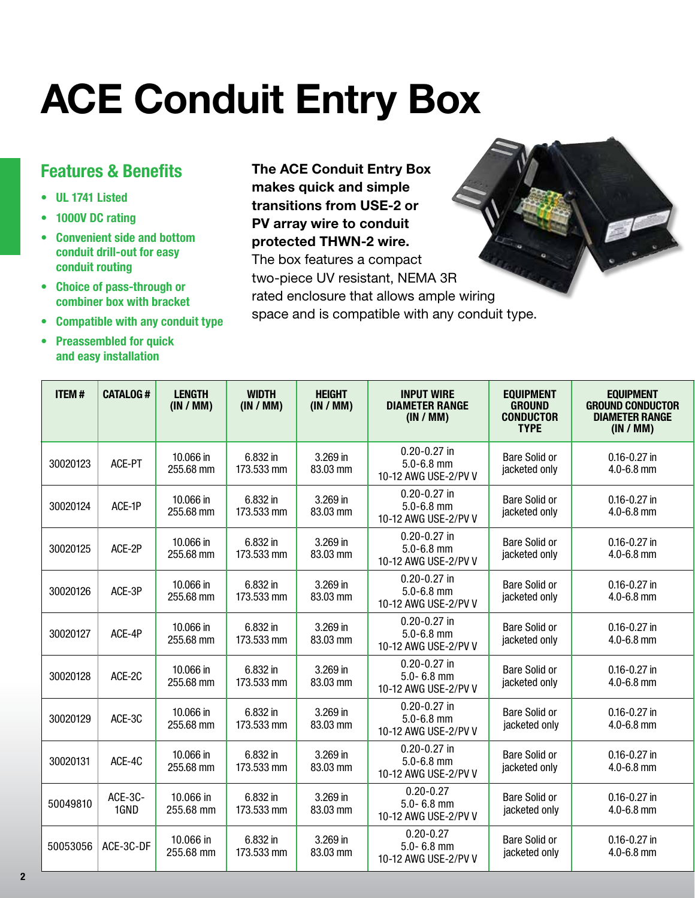# ACE Conduit Entry Box

## Features & Benefits

- **UL 1741 Listed**
- **1000V DC rating**
- **Convenient side and bottom conduit drill-out for easy conduit routing**
- **Choice of pass-through or combiner box with bracket**
- **Compatible with any conduit type**
- **Preassembled for quick and easy installation**

**The ACE Conduit Entry Box makes quick and simple transitions from USE-2 or PV array wire to conduit protected THWN-2 wire.** The box features a compact two-piece UV resistant, NEMA 3R rated enclosure that allows ample wiring space and is compatible with any conduit type.

| ITEM # | CATALOG # | LENGTH (IN / MM) | WIDTH (IN / MM) | HEIGHT (IN / MM) | INPUT WIRE DIAMETER RANGE (IN / MM) | EQUIPMENT GROUND CONDUCTOR TYPE | EQUIPMENT GROUND CONDUCTOR DIAMETER RANGE (IN / MM) |
|---|---|---|---|---|---|---|---|
| 30020123 | ACE-PT | 10.066 in 255.68 mm | 6.832 in 173.533 mm | 3.269 in 83.03 mm | 0.20-0.27 in 5.0-6.8 mm 10-12 AWG USE-2/PV V | Bare Solid or jacketed only | 0.16-0.27 in 4.0-6.8 mm |
| 30020124 | ACE-1P | 10.066 in 255.68 mm | 6.832 in 173.533 mm | 3.269 in 83.03 mm | 0.20-0.27 in 5.0-6.8 mm 10-12 AWG USE-2/PV V | Bare Solid or jacketed only | 0.16-0.27 in 4.0-6.8 mm |
| 30020125 | ACE-2P | 10.066 in 255.68 mm | 6.832 in 173.533 mm | 3.269 in 83.03 mm | 0.20-0.27 in 5.0-6.8 mm 10-12 AWG USE-2/PV V | Bare Solid or jacketed only | 0.16-0.27 in 4.0-6.8 mm |
| 30020126 | ACE-3P | 10.066 in 255.68 mm | 6.832 in 173.533 mm | 3.269 in 83.03 mm | 0.20-0.27 in 5.0-6.8 mm 10-12 AWG USE-2/PV V | Bare Solid or jacketed only | 0.16-0.27 in 4.0-6.8 mm |
| 30020127 | ACE-4P | 10.066 in 255.68 mm | 6.832 in 173.533 mm | 3.269 in 83.03 mm | 0.20-0.27 in 5.0-6.8 mm 10-12 AWG USE-2/PV V | Bare Solid or jacketed only | 0.16-0.27 in 4.0-6.8 mm |
| 30020128 | ACE-2C | 10.066 in 255.68 mm | 6.832 in 173.533 mm | 3.269 in 83.03 mm | 0.20-0.27 in 5.0- 6.8 mm 10-12 AWG USE-2/PV V | Bare Solid or jacketed only | 0.16-0.27 in 4.0-6.8 mm |
| 30020129 | ACE-3C | 10.066 in 255.68 mm | 6.832 in 173.533 mm | 3.269 in 83.03 mm | 0.20-0.27 in 5.0-6.8 mm 10-12 AWG USE-2/PV V | Bare Solid or jacketed only | 0.16-0.27 in 4.0-6.8 mm |
| 30020131 | ACE-4C | 10.066 in 255.68 mm | 6.832 in 173.533 mm | 3.269 in 83.03 mm | 0.20-0.27 in 5.0-6.8 mm 10-12 AWG USE-2/PV V | Bare Solid or jacketed only | 0.16-0.27 in 4.0-6.8 mm |
| 50049810 | ACE-3C-1GND | 10.066 in 255.68 mm | 6.832 in 173.533 mm | 3.269 in 83.03 mm | 0.20-0.27 5.0- 6.8 mm 10-12 AWG USE-2/PV V | Bare Solid or jacketed only | 0.16-0.27 in 4.0-6.8 mm |
| 50053056 | ACE-3C-DF | 10.066 in 255.68 mm | 6.832 in 173.533 mm | 3.269 in 83.03 mm | 0.20-0.27 5.0- 6.8 mm 10-12 AWG USE-2/PV V | Bare Solid or jacketed only | 0.16-0.27 in 4.0-6.8 mm |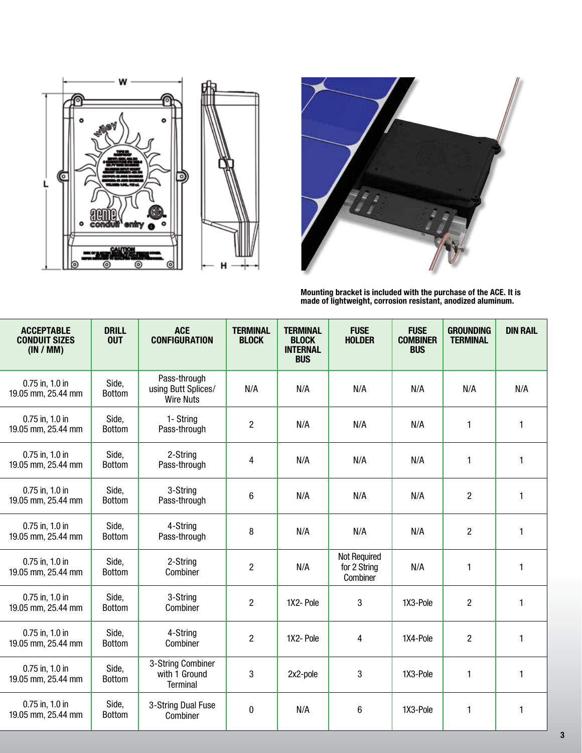Mounting bracket is included with the purchase of the ACE. It is made of lightweight, corrosion resistant, anodized aluminum.

| ACCEPTABLE CONDUIT SIZES (IN / MM) | DRILL OUT | ACE CONFIGURATION | TERMINAL BLOCK | TERMINAL BLOCK INTERNAL BUS | FUSE HOLDER | FUSE COMBINER BUS | GROUNDING TERMINAL | DIN RAIL |
|---|---|---|---|---|---|---|---|---|
| 0.75 in, 1.0 in 19.05 mm, 25.44 mm | Side, Bottom | Pass-through using Butt Splices/ Wire Nuts | N/A | N/A | N/A | N/A | N/A | N/A |
| 0.75 in, 1.0 in 19.05 mm, 25.44 mm | Side, Bottom | 1- String Pass-through | 2 | N/A | N/A | N/A | 1 | 1 |
| 0.75 in, 1.0 in 19.05 mm, 25.44 mm | Side, Bottom | 2-String Pass-through | 4 | N/A | N/A | N/A | 1 | 1 |
| 0.75 in, 1.0 in 19.05 mm, 25.44 mm | Side, Bottom | 3-String Pass-through | 6 | N/A | N/A | N/A | 2 | 1 |
| 0.75 in, 1.0 in 19.05 mm, 25.44 mm | Side, Bottom | 4-String Pass-through | 8 | N/A | N/A | N/A | 2 | 1 |
| 0.75 in, 1.0 in 19.05 mm, 25.44 mm | Side, Bottom | 2-String Combiner | 2 | N/A | Not Required for 2 String Combiner | N/A | 1 | 1 |
| 0.75 in, 1.0 in 19.05 mm, 25.44 mm | Side, Bottom | 3-String Combiner | 2 | 1X2- Pole | 3 | 1X3-Pole | 2 | 1 |
| 0.75 in, 1.0 in 19.05 mm, 25.44 mm | Side, Bottom | 4-String Combiner | 2 | 1X2- Pole | 4 | 1X4-Pole | 2 | 1 |
| 0.75 in, 1.0 in 19.05 mm, 25.44 mm | Side, Bottom | 3-String Combiner with 1 Ground Terminal | 3 | 2x2-pole | 3 | 1X3-Pole | 1 | 1 |
| 0.75 in, 1.0 in 19.05 mm, 25.44 mm | Side, Bottom | 3-String Dual Fuse Combiner | 0 | N/A | 6 | 1X3-Pole | 1 | 1 |